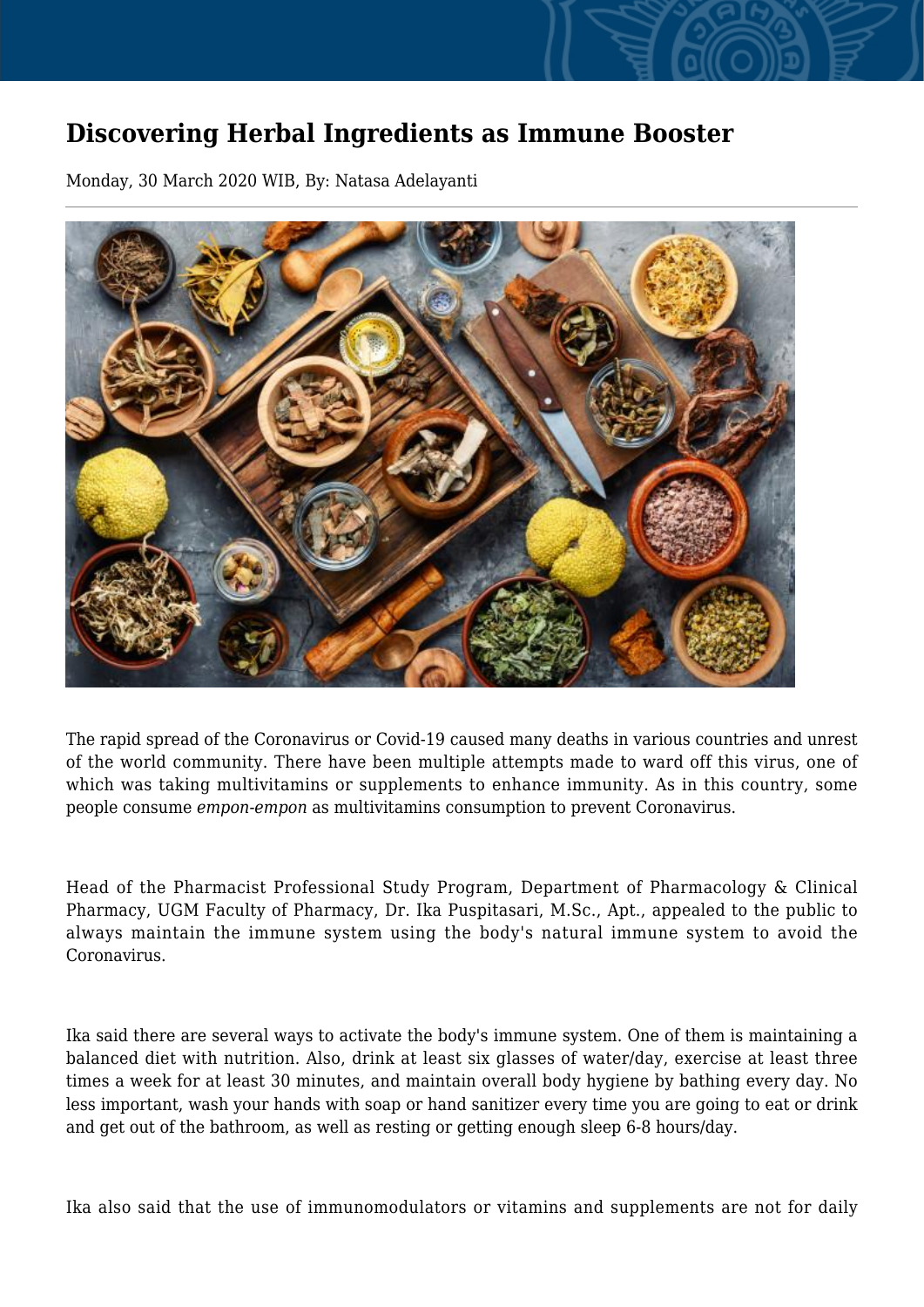# Discovering Herbal Ingredients as Immune Booster

Monday, 30 March 2020 WIB, By: Natasa Adelayanti

The rapid spread of the Coronavirus or Covid-19 caused many deaths in various countries and unrest of the world community. There have been multiple attempts made to ward off this virus, one of which was taking multivitamins or supplements to enhance immunity. As in this country, some people consume *empon-empon* as multivitamins consumption to prevent Coronavirus.

Head of the Pharmacist Professional Study Program, Department of Pharmacology & Clinical Pharmacy, UGM Faculty of Pharmacy, Dr. Ika Puspitasari, M.Sc., Apt., appealed to the public to always maintain the immune system using the body's natural immune system to avoid the Coronavirus.

Ika said there are several ways to activate the body's immune system. One of them is maintaining a balanced diet with nutrition. Also, drink at least six glasses of water/day, exercise at least three times a week for at least 30 minutes, and maintain overall body hygiene by bathing every day. No less important, wash your hands with soap or hand sanitizer every time you are going to eat or drink and get out of the bathroom, as well as resting or getting enough sleep 6-8 hours/day.

Ika also said that the use of immunomodulators or vitamins and supplements are not for daily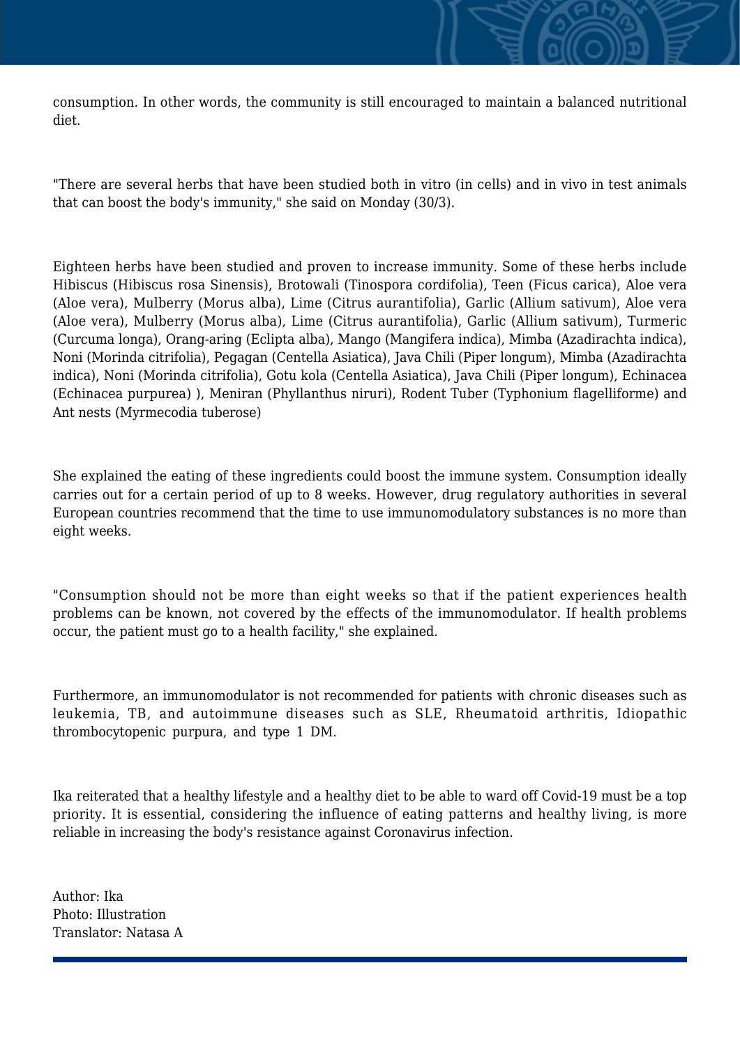consumption. In other words, the community is still encouraged to maintain a balanced nutritional diet.

"There are several herbs that have been studied both in vitro (in cells) and in vivo in test animals that can boost the body's immunity," she said on Monday (30/3).

Eighteen herbs have been studied and proven to increase immunity. Some of these herbs include Hibiscus (Hibiscus rosa Sinensis), Brotowali (Tinospora cordifolia), Teen (Ficus carica), Aloe vera (Aloe vera), Mulberry (Morus alba), Lime (Citrus aurantifolia), Garlic (Allium sativum), Aloe vera (Aloe vera), Mulberry (Morus alba), Lime (Citrus aurantifolia), Garlic (Allium sativum), Turmeric (Curcuma longa), Orang-aring (Eclipta alba), Mango (Mangifera indica), Mimba (Azadirachta indica), Noni (Morinda citrifolia), Pegagan (Centella Asiatica), Java Chili (Piper longum), Mimba (Azadirachta indica), Noni (Morinda citrifolia), Gotu kola (Centella Asiatica), Java Chili (Piper longum), Echinacea (Echinacea purpurea) ), Meniran (Phyllanthus niruri), Rodent Tuber (Typhonium flagelliforme) and Ant nests (Myrmecodia tuberose)

She explained the eating of these ingredients could boost the immune system. Consumption ideally carries out for a certain period of up to 8 weeks. However, drug regulatory authorities in several European countries recommend that the time to use immunomodulatory substances is no more than eight weeks.

"Consumption should not be more than eight weeks so that if the patient experiences health problems can be known, not covered by the effects of the immunomodulator. If health problems occur, the patient must go to a health facility," she explained.

Furthermore, an immunomodulator is not recommended for patients with chronic diseases such as leukemia, TB, and autoimmune diseases such as SLE, Rheumatoid arthritis, Idiopathic thrombocytopenic purpura, and type 1 DM.

Ika reiterated that a healthy lifestyle and a healthy diet to be able to ward off Covid-19 must be a top priority. It is essential, considering the influence of eating patterns and healthy living, is more reliable in increasing the body's resistance against Coronavirus infection.

Author: Ika
Photo: Illustration
Translator: Natasa A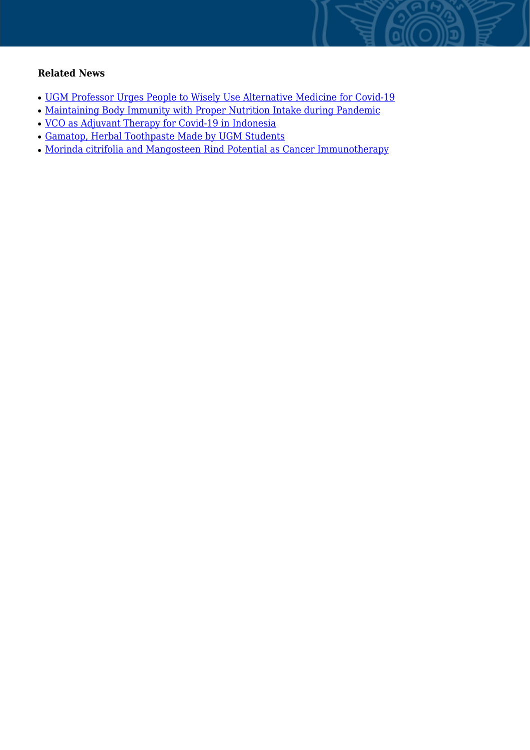**Related News**

- UGM Professor Urges People to Wisely Use Alternative Medicine for Covid-19
- Maintaining Body Immunity with Proper Nutrition Intake during Pandemic
- VCO as Adjuvant Therapy for Covid-19 in Indonesia
- Gamatop, Herbal Toothpaste Made by UGM Students
- Morinda citrifolia and Mangosteen Rind Potential as Cancer Immunotherapy